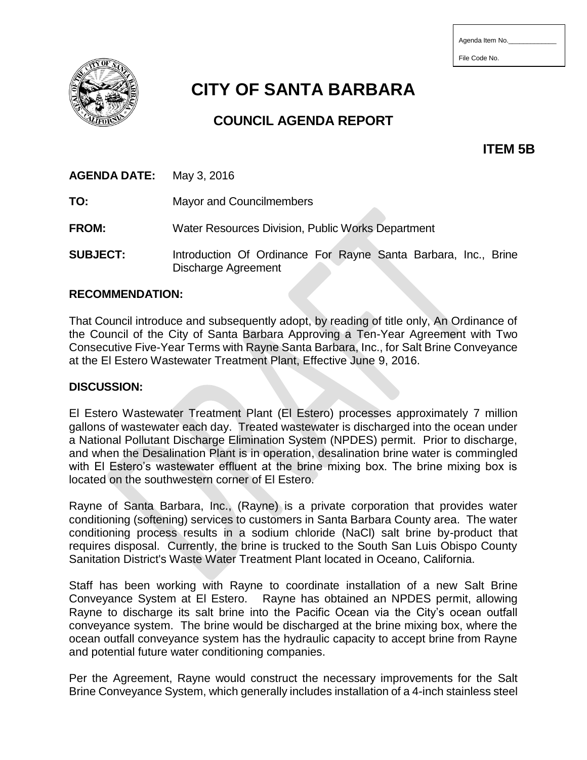Agenda Item No.\_\_\_\_\_\_\_\_\_\_\_\_\_

File Code No.

# CITY OF SANTA BARBARA

## COUNCIL AGENDA REPORT

**ITEM 5B**

**AGENDA DATE:** May 3, 2016

**TO:** Mayor and Councilmembers

**FROM:** Water Resources Division, Public Works Department

**SUBJECT:** Introduction Of Ordinance For Rayne Santa Barbara, Inc., Brine Discharge Agreement

**RECOMMENDATION:**

That Council introduce and subsequently adopt, by reading of title only, An Ordinance of the Council of the City of Santa Barbara Approving a Ten-Year Agreement with Two Consecutive Five-Year Terms with Rayne Santa Barbara, Inc., for Salt Brine Conveyance at the El Estero Wastewater Treatment Plant, Effective June 9, 2016.

**DISCUSSION:**

El Estero Wastewater Treatment Plant (El Estero) processes approximately 7 million gallons of wastewater each day. Treated wastewater is discharged into the ocean under a National Pollutant Discharge Elimination System (NPDES) permit. Prior to discharge, and when the Desalination Plant is in operation, desalination brine water is commingled with El Estero's wastewater effluent at the brine mixing box. The brine mixing box is located on the southwestern corner of El Estero.

Rayne of Santa Barbara, Inc., (Rayne) is a private corporation that provides water conditioning (softening) services to customers in Santa Barbara County area. The water conditioning process results in a sodium chloride (NaCl) salt brine by-product that requires disposal. Currently, the brine is trucked to the South San Luis Obispo County Sanitation District's Waste Water Treatment Plant located in Oceano, California.

Staff has been working with Rayne to coordinate installation of a new Salt Brine Conveyance System at El Estero. Rayne has obtained an NPDES permit, allowing Rayne to discharge its salt brine into the Pacific Ocean via the City's ocean outfall conveyance system. The brine would be discharged at the brine mixing box, where the ocean outfall conveyance system has the hydraulic capacity to accept brine from Rayne and potential future water conditioning companies.

Per the Agreement, Rayne would construct the necessary improvements for the Salt Brine Conveyance System, which generally includes installation of a 4-inch stainless steel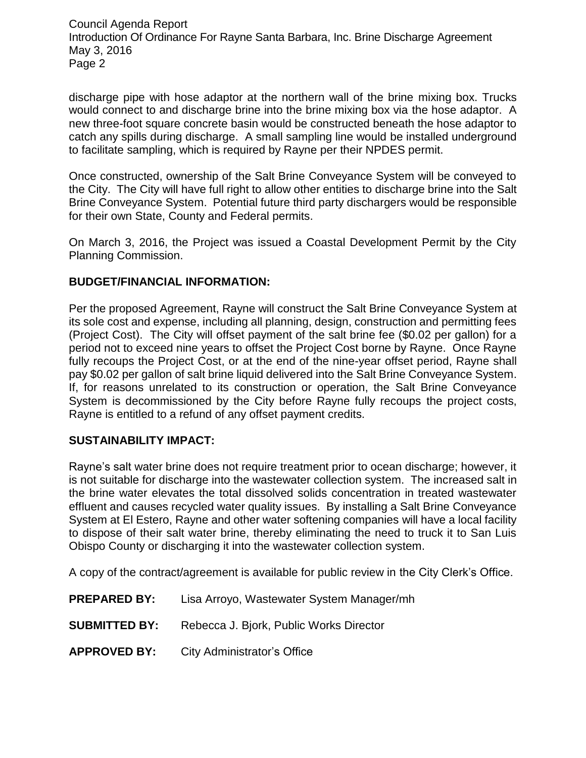discharge pipe with hose adaptor at the northern wall of the brine mixing box. Trucks would connect to and discharge brine into the brine mixing box via the hose adaptor. A new three-foot square concrete basin would be constructed beneath the hose adaptor to catch any spills during discharge. A small sampling line would be installed underground to facilitate sampling, which is required by Rayne per their NPDES permit.

Once constructed, ownership of the Salt Brine Conveyance System will be conveyed to the City. The City will have full right to allow other entities to discharge brine into the Salt Brine Conveyance System. Potential future third party dischargers would be responsible for their own State, County and Federal permits.

On March 3, 2016, the Project was issued a Coastal Development Permit by the City Planning Commission.

**BUDGET/FINANCIAL INFORMATION:**

Per the proposed Agreement, Rayne will construct the Salt Brine Conveyance System at its sole cost and expense, including all planning, design, construction and permitting fees (Project Cost). The City will offset payment of the salt brine fee ($0.02 per gallon) for a period not to exceed nine years to offset the Project Cost borne by Rayne. Once Rayne fully recoups the Project Cost, or at the end of the nine-year offset period, Rayne shall pay $0.02 per gallon of salt brine liquid delivered into the Salt Brine Conveyance System. If, for reasons unrelated to its construction or operation, the Salt Brine Conveyance System is decommissioned by the City before Rayne fully recoups the project costs, Rayne is entitled to a refund of any offset payment credits.

**SUSTAINABILITY IMPACT:**

Rayne's salt water brine does not require treatment prior to ocean discharge; however, it is not suitable for discharge into the wastewater collection system. The increased salt in the brine water elevates the total dissolved solids concentration in treated wastewater effluent and causes recycled water quality issues. By installing a Salt Brine Conveyance System at El Estero, Rayne and other water softening companies will have a local facility to dispose of their salt water brine, thereby eliminating the need to truck it to San Luis Obispo County or discharging it into the wastewater collection system.

A copy of the contract/agreement is available for public review in the City Clerk's Office.

**PREPARED BY:** Lisa Arroyo, Wastewater System Manager/mh

**SUBMITTED BY:** Rebecca J. Bjork, Public Works Director

**APPROVED BY:** City Administrator's Office